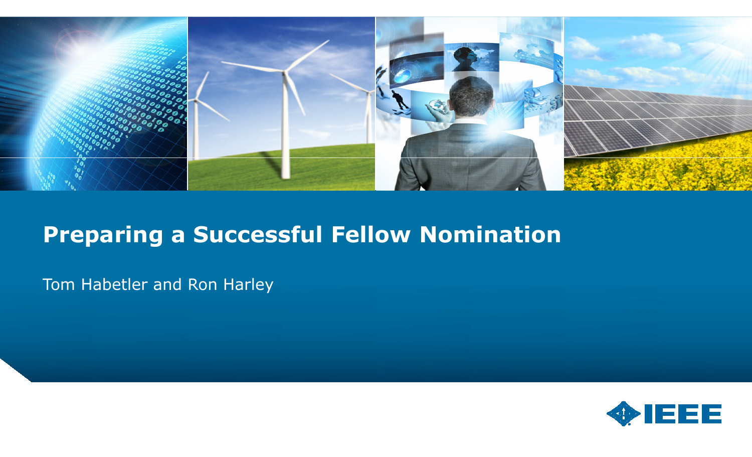# Preparing a Successful Fellow Nomination

Tom Habetler and Ron Harley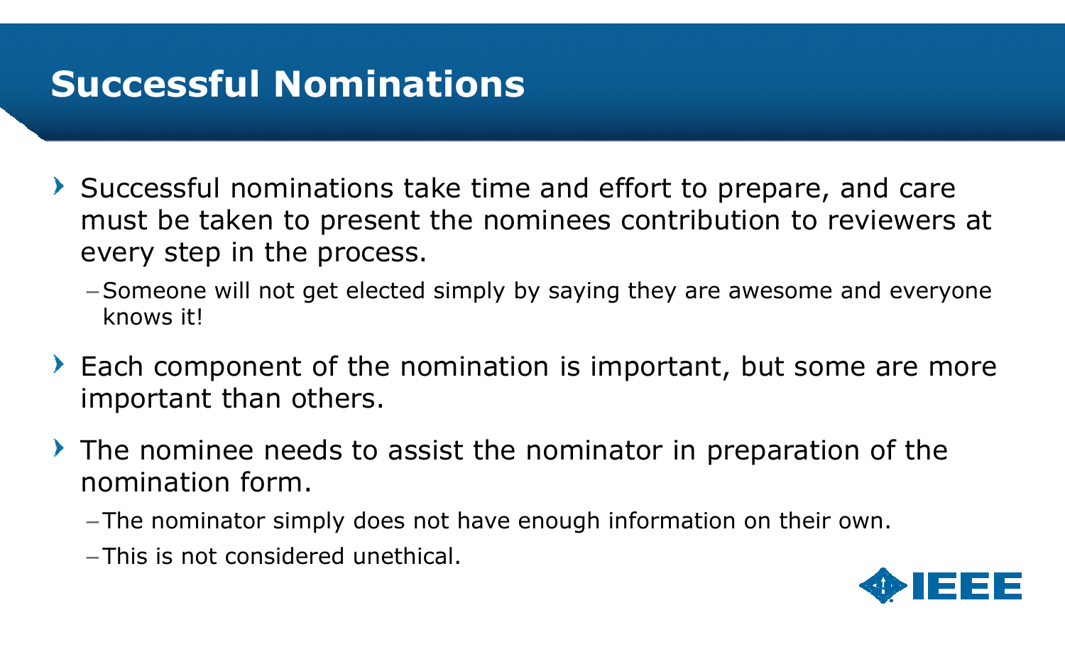# Successful Nominations

- Successful nominations take time and effort to prepare, and care must be taken to present the nominees contribution to reviewers at every step in the process.
  - Someone will not get elected simply by saying they are awesome and everyone knows it!
- Each component of the nomination is important, but some are more important than others.
- The nominee needs to assist the nominator in preparation of the nomination form.
  - The nominator simply does not have enough information on their own.
  - This is not considered unethical.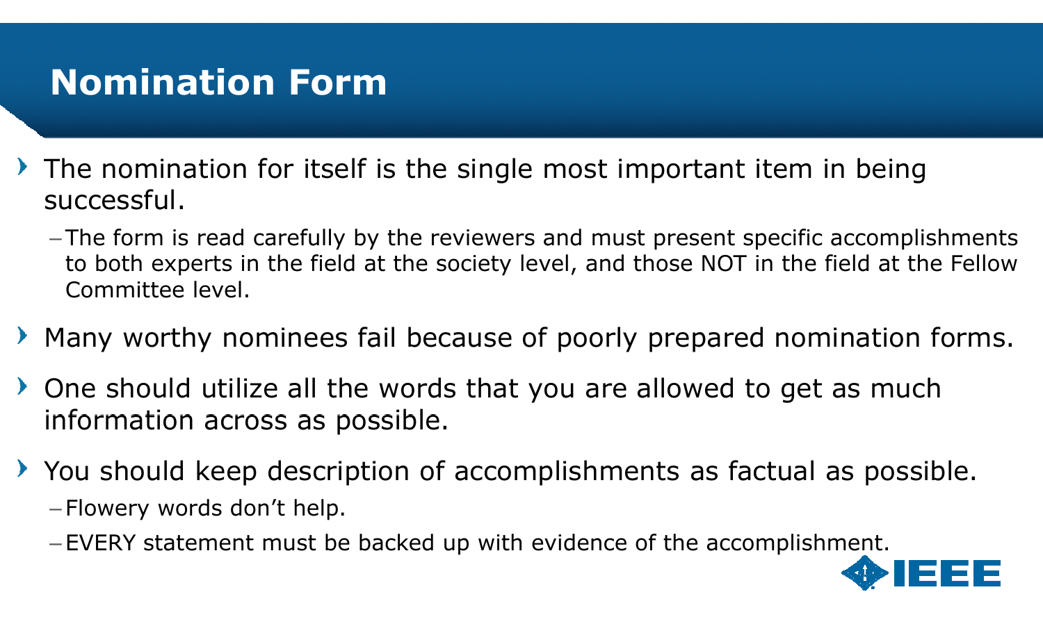# Nomination Form

- The nomination for itself is the single most important item in being successful.
  - The form is read carefully by the reviewers and must present specific accomplishments to both experts in the field at the society level, and those NOT in the field at the Fellow Committee level.
- Many worthy nominees fail because of poorly prepared nomination forms.
- One should utilize all the words that you are allowed to get as much information across as possible.
- You should keep description of accomplishments as factual as possible.
  - Flowery words don't help.
  - EVERY statement must be backed up with evidence of the accomplishment.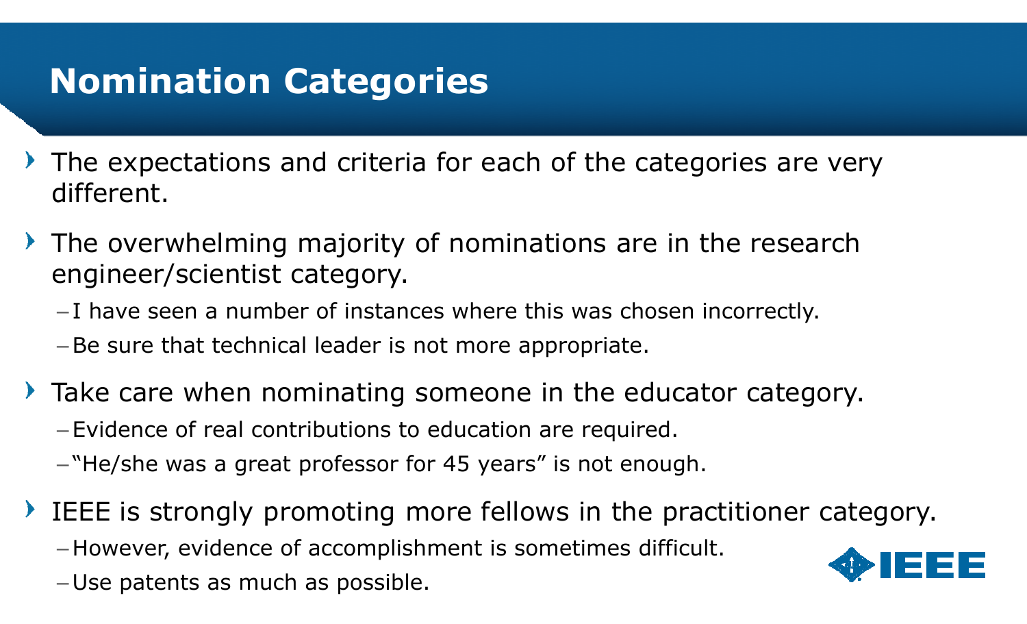# Nomination Categories

- The expectations and criteria for each of the categories are very different.
- The overwhelming majority of nominations are in the research engineer/scientist category.
  - I have seen a number of instances where this was chosen incorrectly.
  - Be sure that technical leader is not more appropriate.
- Take care when nominating someone in the educator category.
  - Evidence of real contributions to education are required.
  - "He/she was a great professor for 45 years" is not enough.
- IEEE is strongly promoting more fellows in the practitioner category.
  - However, evidence of accomplishment is sometimes difficult.
  - Use patents as much as possible.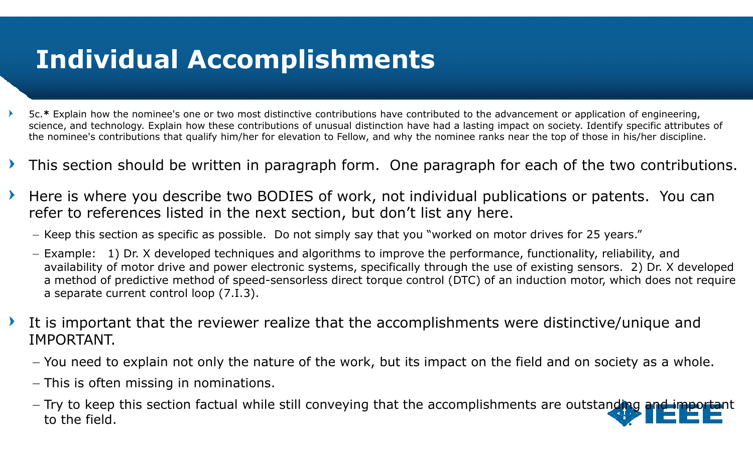# Individual Accomplishments

- 5c.* Explain how the nominee's one or two most distinctive contributions have contributed to the advancement or application of engineering, science, and technology. Explain how these contributions of unusual distinction have had a lasting impact on society. Identify specific attributes of the nominee's contributions that qualify him/her for elevation to Fellow, and why the nominee ranks near the top of those in his/her discipline.
- This section should be written in paragraph form. One paragraph for each of the two contributions.
- Here is where you describe two BODIES of work, not individual publications or patents. You can refer to references listed in the next section, but don't list any here.
  - Keep this section as specific as possible. Do not simply say that you "worked on motor drives for 25 years."
  - Example: 1) Dr. X developed techniques and algorithms to improve the performance, functionality, reliability, and availability of motor drive and power electronic systems, specifically through the use of existing sensors. 2) Dr. X developed a method of predictive method of speed-sensorless direct torque control (DTC) of an induction motor, which does not require a separate current control loop (7.I.3).
- It is important that the reviewer realize that the accomplishments were distinctive/unique and IMPORTANT.
  - You need to explain not only the nature of the work, but its impact on the field and on society as a whole.
  - This is often missing in nominations.
  - Try to keep this section factual while still conveying that the accomplishments are outstanding and important to the field.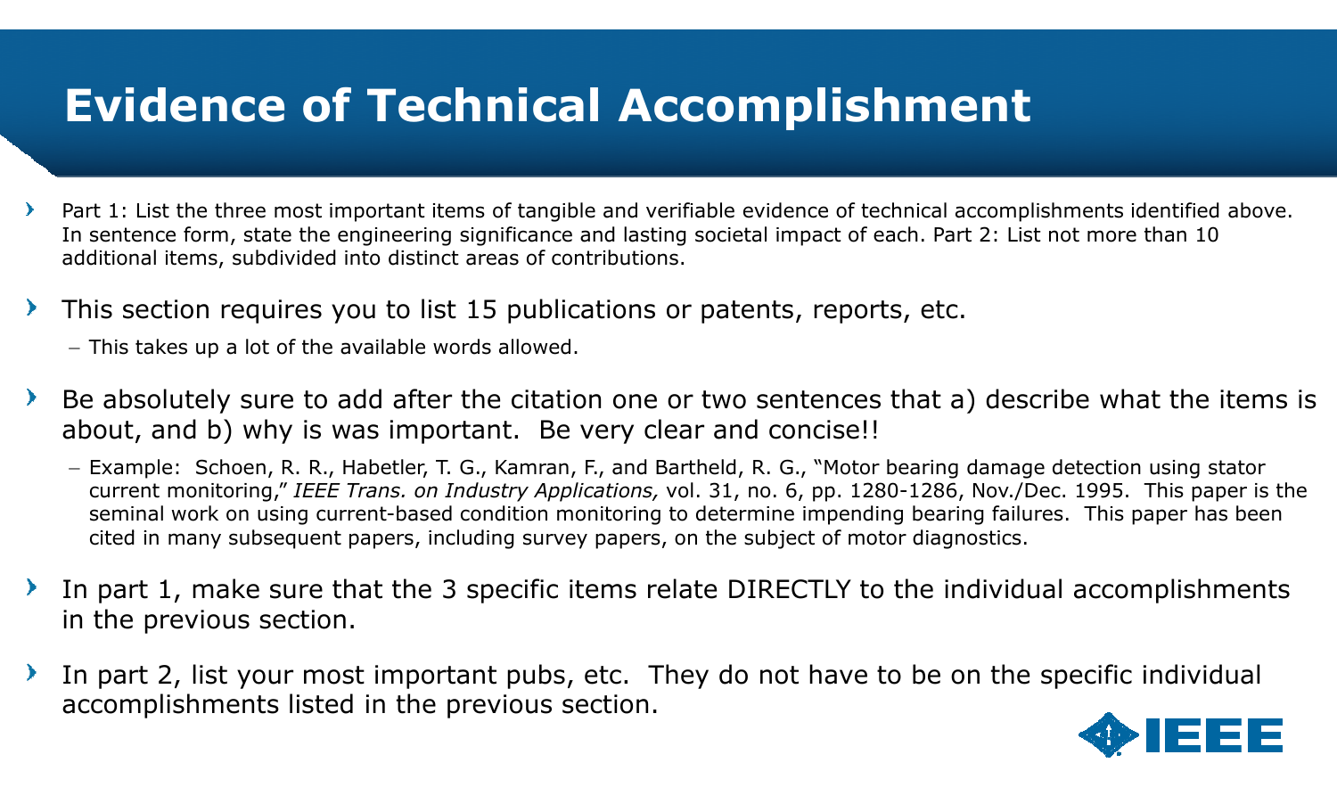# Evidence of Technical Accomplishment

- Part 1: List the three most important items of tangible and verifiable evidence of technical accomplishments identified above. In sentence form, state the engineering significance and lasting societal impact of each. Part 2: List not more than 10 additional items, subdivided into distinct areas of contributions.
- This section requires you to list 15 publications or patents, reports, etc.
  - This takes up a lot of the available words allowed.
- Be absolutely sure to add after the citation one or two sentences that a) describe what the items is about, and b) why is was important. Be very clear and concise!!
  - Example: Schoen, R. R., Habetler, T. G., Kamran, F., and Bartheld, R. G., "Motor bearing damage detection using stator current monitoring," *IEEE Trans. on Industry Applications,* vol. 31, no. 6, pp. 1280-1286, Nov./Dec. 1995. This paper is the seminal work on using current-based condition monitoring to determine impending bearing failures. This paper has been cited in many subsequent papers, including survey papers, on the subject of motor diagnostics.
- In part 1, make sure that the 3 specific items relate DIRECTLY to the individual accomplishments in the previous section.
- In part 2, list your most important pubs, etc. They do not have to be on the specific individual accomplishments listed in the previous section.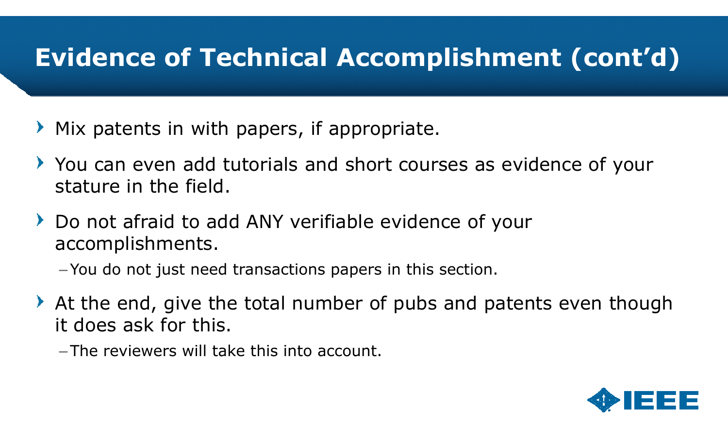# Evidence of Technical Accomplishment (cont'd)

- Mix patents in with papers, if appropriate.
- You can even add tutorials and short courses as evidence of your stature in the field.
- Do not afraid to add ANY verifiable evidence of your accomplishments.
  - You do not just need transactions papers in this section.
- At the end, give the total number of pubs and patents even though it does ask for this.
  - The reviewers will take this into account.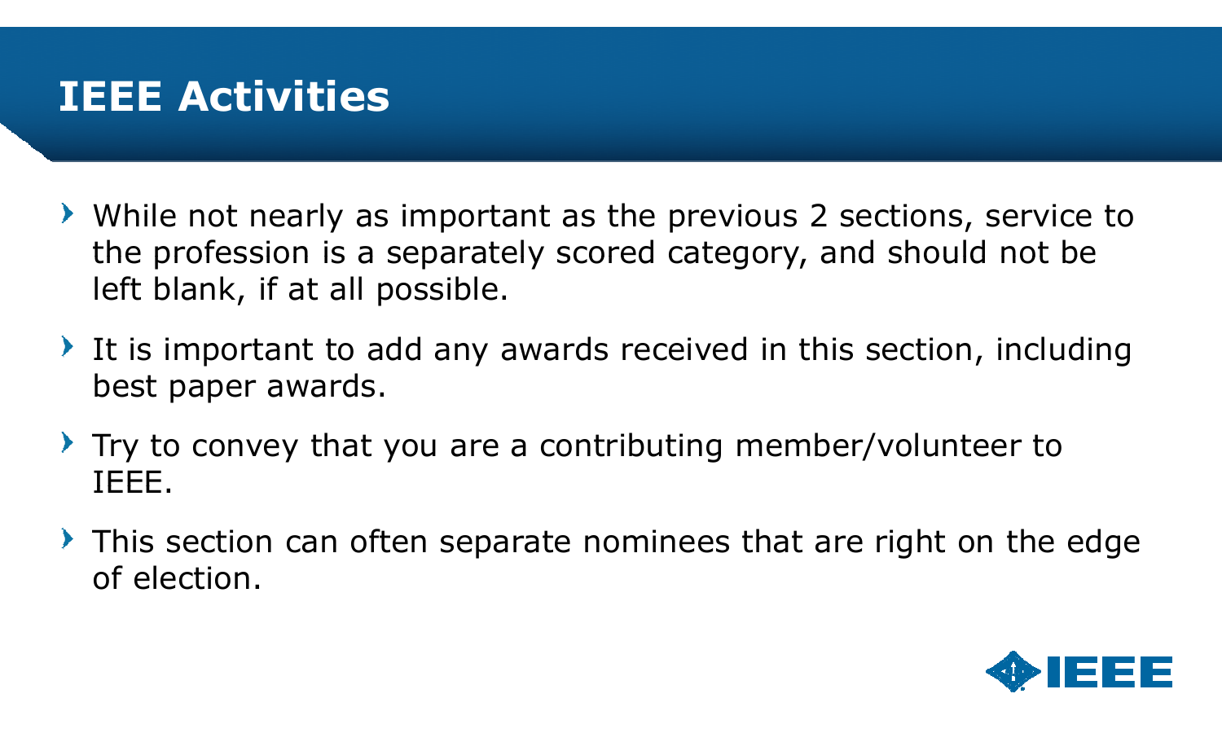# IEEE Activities

- While not nearly as important as the previous 2 sections, service to the profession is a separately scored category, and should not be left blank, if at all possible.
- It is important to add any awards received in this section, including best paper awards.
- Try to convey that you are a contributing member/volunteer to IEEE.
- This section can often separate nominees that are right on the edge of election.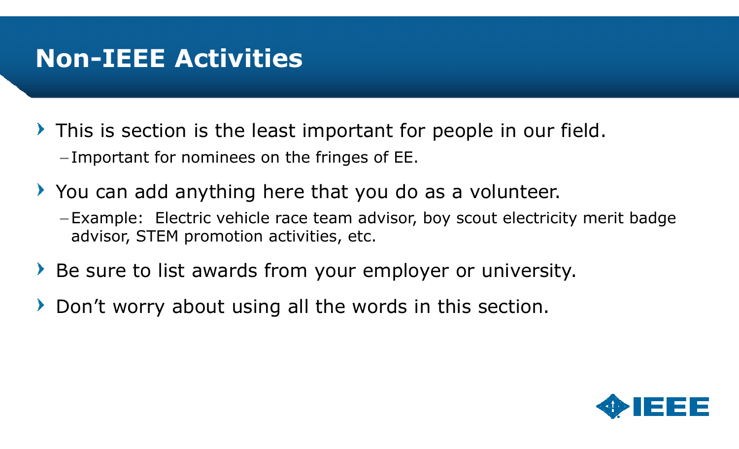# Non-IEEE Activities

- This is section is the least important for people in our field.
  - Important for nominees on the fringes of EE.
- You can add anything here that you do as a volunteer.
  - Example: Electric vehicle race team advisor, boy scout electricity merit badge advisor, STEM promotion activities, etc.
- Be sure to list awards from your employer or university.
- Don’t worry about using all the words in this section.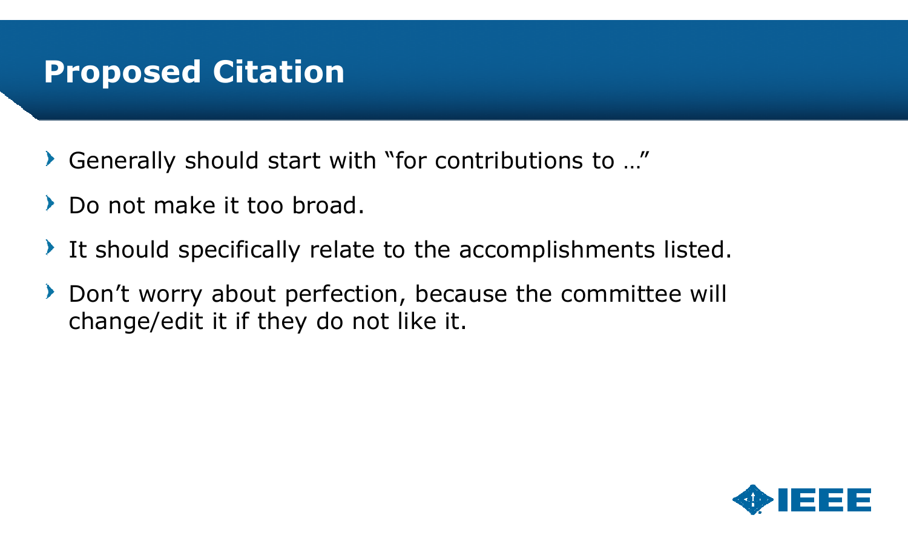# Proposed Citation

- Generally should start with “for contributions to …”
- Do not make it too broad.
- It should specifically relate to the accomplishments listed.
- Don’t worry about perfection, because the committee will change/edit it if they do not like it.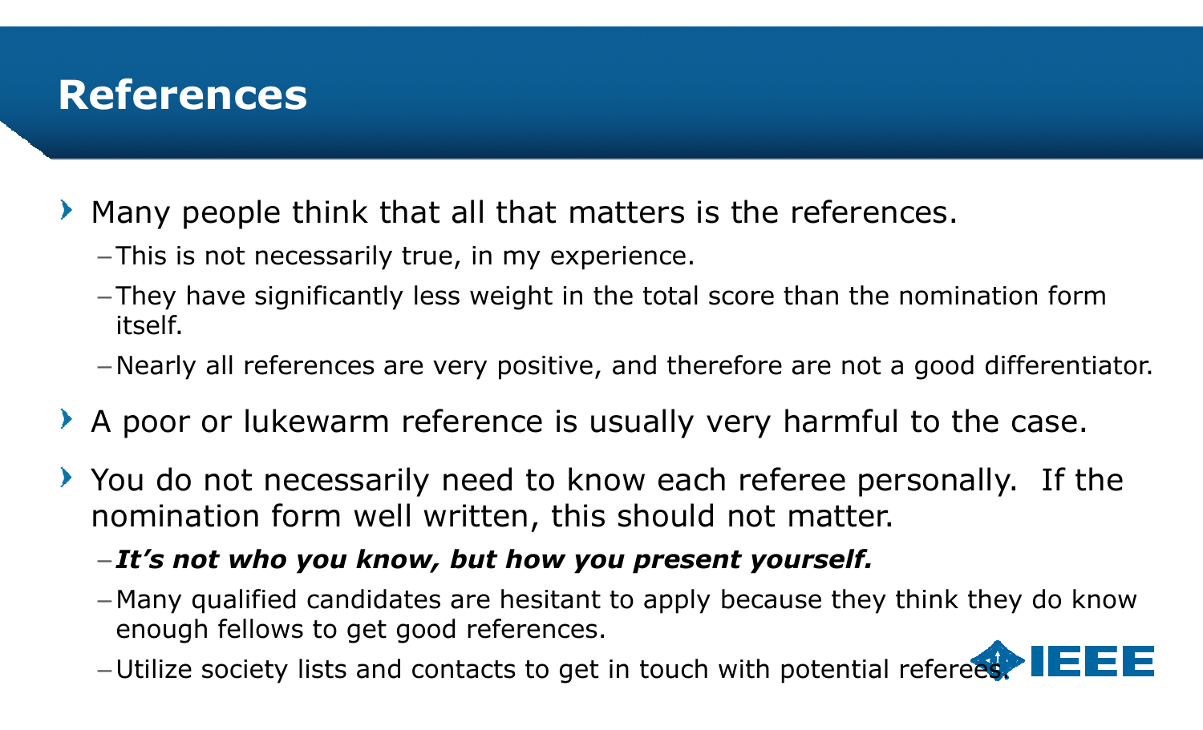# References

- Many people think that all that matters is the references.
  - This is not necessarily true, in my experience.
  - They have significantly less weight in the total score than the nomination form itself.
  - Nearly all references are very positive, and therefore are not a good differentiator.
- A poor or lukewarm reference is usually very harmful to the case.
- You do not necessarily need to know each referee personally. If the nomination form well written, this should not matter.
  - ***It's not who you know, but how you present yourself.***
  - Many qualified candidates are hesitant to apply because they think they do know enough fellows to get good references.
  - Utilize society lists and contacts to get in touch with potential referees.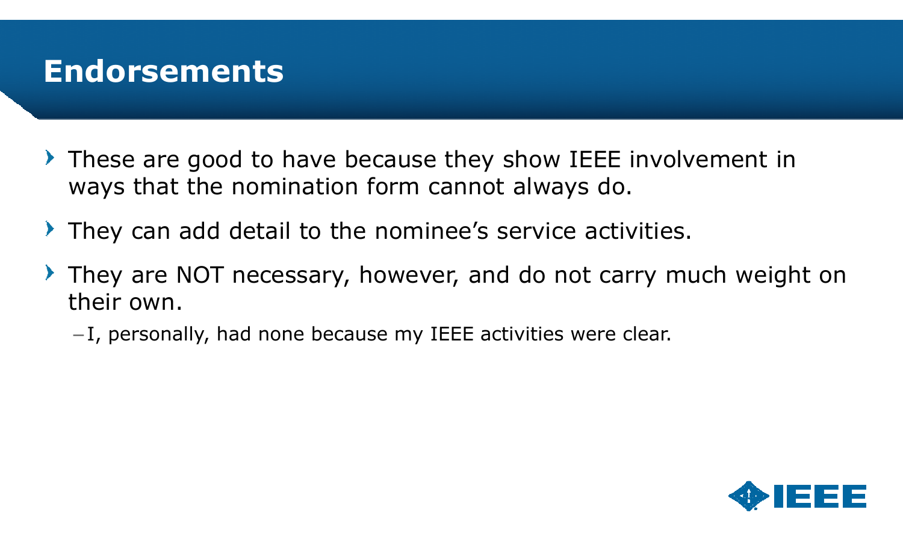# Endorsements

- These are good to have because they show IEEE involvement in ways that the nomination form cannot always do.
- They can add detail to the nominee's service activities.
- They are NOT necessary, however, and do not carry much weight on their own.
  - I, personally, had none because my IEEE activities were clear.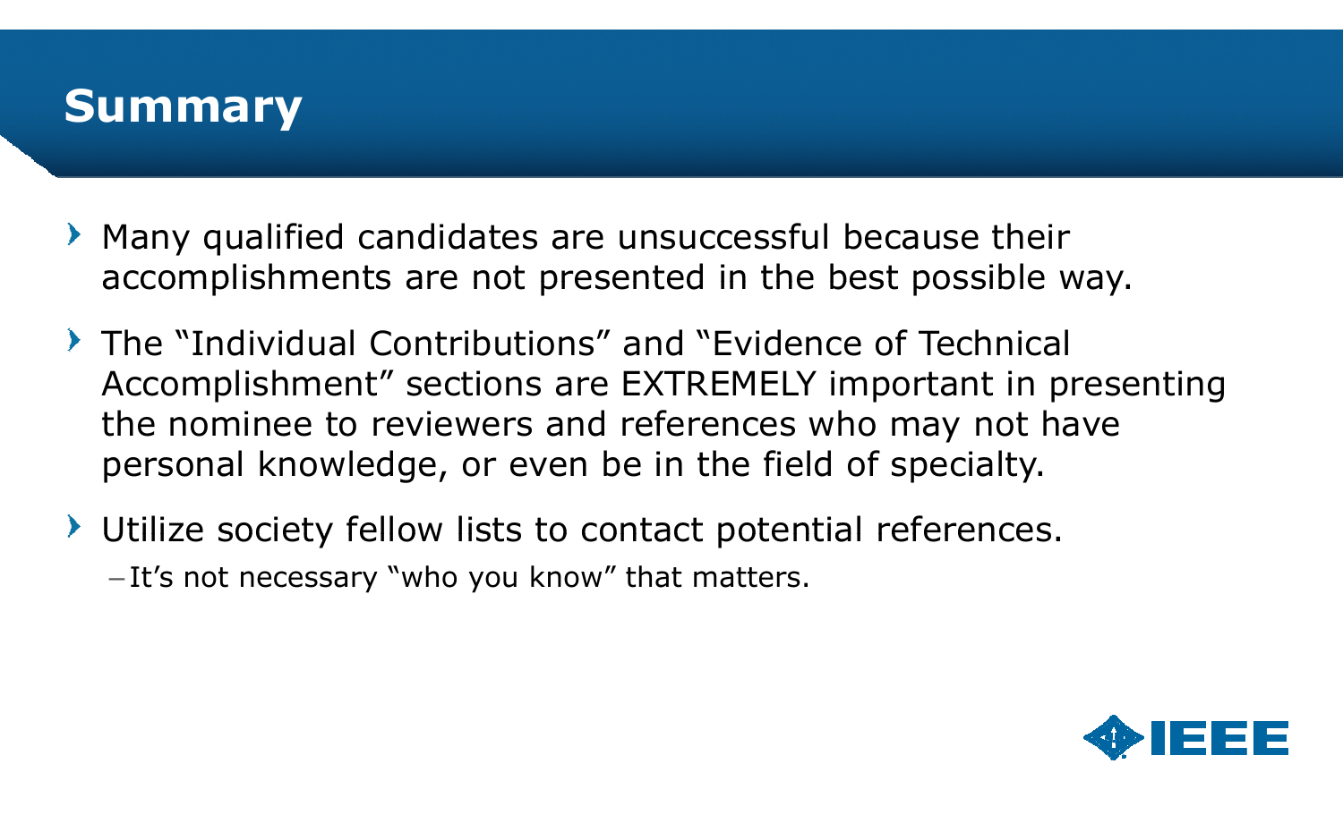# Summary

- Many qualified candidates are unsuccessful because their accomplishments are not presented in the best possible way.
- The "Individual Contributions" and "Evidence of Technical Accomplishment" sections are EXTREMELY important in presenting the nominee to reviewers and references who may not have personal knowledge, or even be in the field of specialty.
- Utilize society fellow lists to contact potential references.
  - It's not necessary "who you know" that matters.